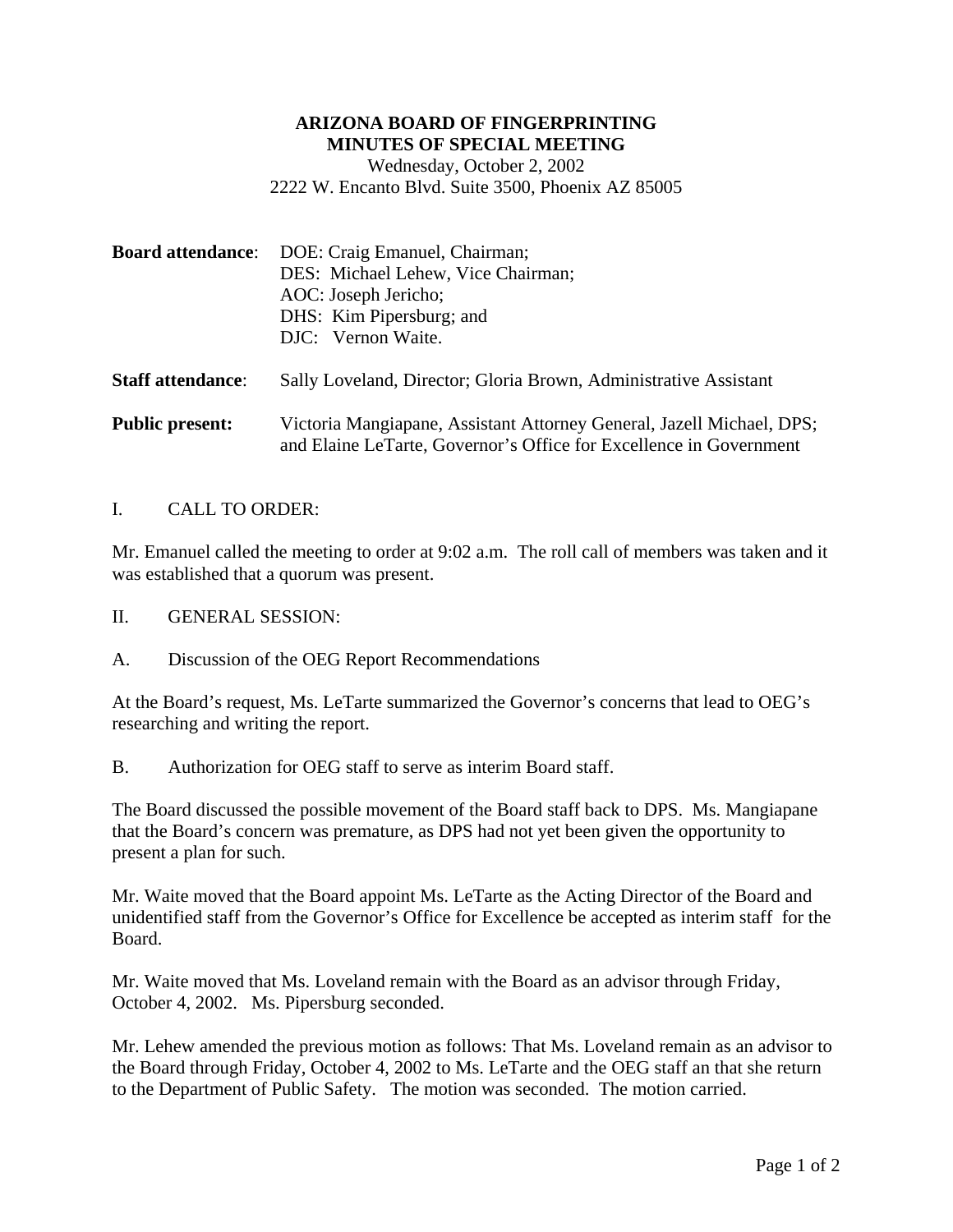**ARIZONA BOARD OF FINGERPRINTING**
**MINUTES OF SPECIAL MEETING**
Wednesday, October 2, 2002
2222 W. Encanto Blvd. Suite 3500, Phoenix AZ 85005

**Board attendance**: DOE: Craig Emanuel, Chairman;
DES: Michael Lehew, Vice Chairman;
AOC: Joseph Jericho;
DHS: Kim Pipersburg; and
DJC: Vernon Waite.

**Staff attendance**: Sally Loveland, Director; Gloria Brown, Administrative Assistant

**Public present:** Victoria Mangiapane, Assistant Attorney General, Jazell Michael, DPS; and Elaine LeTarte, Governor's Office for Excellence in Government

I. CALL TO ORDER:

Mr. Emanuel called the meeting to order at 9:02 a.m. The roll call of members was taken and it was established that a quorum was present.

II. GENERAL SESSION:

A. Discussion of the OEG Report Recommendations

At the Board's request, Ms. LeTarte summarized the Governor's concerns that lead to OEG's researching and writing the report.

B. Authorization for OEG staff to serve as interim Board staff.

The Board discussed the possible movement of the Board staff back to DPS. Ms. Mangiapane that the Board's concern was premature, as DPS had not yet been given the opportunity to present a plan for such.

Mr. Waite moved that the Board appoint Ms. LeTarte as the Acting Director of the Board and unidentified staff from the Governor's Office for Excellence be accepted as interim staff for the Board.

Mr. Waite moved that Ms. Loveland remain with the Board as an advisor through Friday, October 4, 2002. Ms. Pipersburg seconded.

Mr. Lehew amended the previous motion as follows: That Ms. Loveland remain as an advisor to the Board through Friday, October 4, 2002 to Ms. LeTarte and the OEG staff an that she return to the Department of Public Safety. The motion was seconded. The motion carried.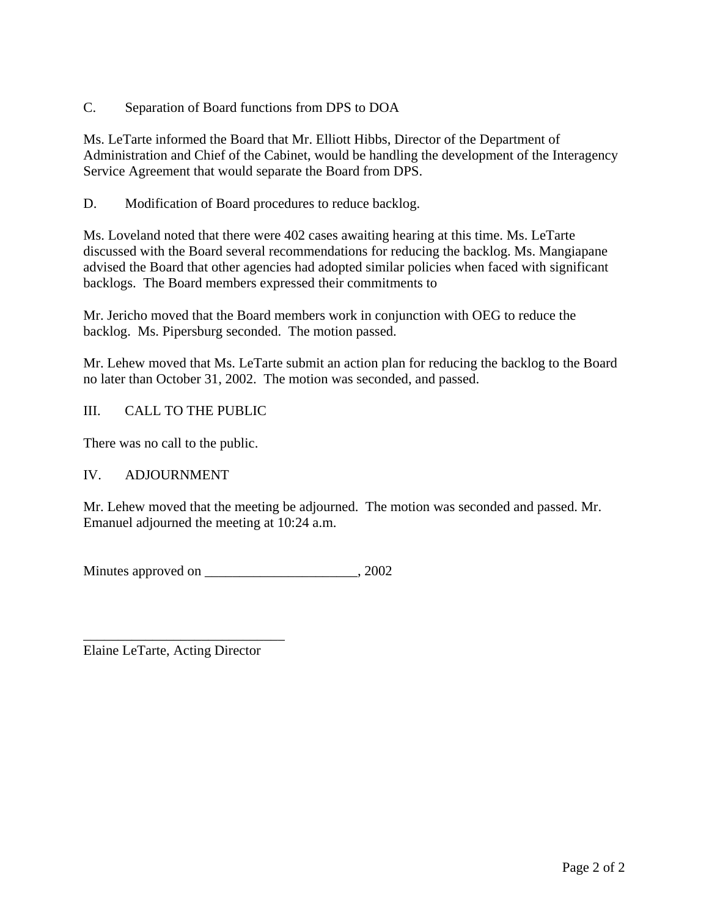C. Separation of Board functions from DPS to DOA

Ms. LeTarte informed the Board that Mr. Elliott Hibbs, Director of the Department of Administration and Chief of the Cabinet, would be handling the development of the Interagency Service Agreement that would separate the Board from DPS.

D. Modification of Board procedures to reduce backlog.

Ms. Loveland noted that there were 402 cases awaiting hearing at this time. Ms. LeTarte discussed with the Board several recommendations for reducing the backlog. Ms. Mangiapane advised the Board that other agencies had adopted similar policies when faced with significant backlogs. The Board members expressed their commitments to

Mr. Jericho moved that the Board members work in conjunction with OEG to reduce the backlog. Ms. Pipersburg seconded. The motion passed.

Mr. Lehew moved that Ms. LeTarte submit an action plan for reducing the backlog to the Board no later than October 31, 2002. The motion was seconded, and passed.

III. CALL TO THE PUBLIC

There was no call to the public.

IV. ADJOURNMENT

Mr. Lehew moved that the meeting be adjourned. The motion was seconded and passed. Mr. Emanuel adjourned the meeting at 10:24 a.m.

Minutes approved on ______________________, 2002

_____________________________
Elaine LeTarte, Acting Director